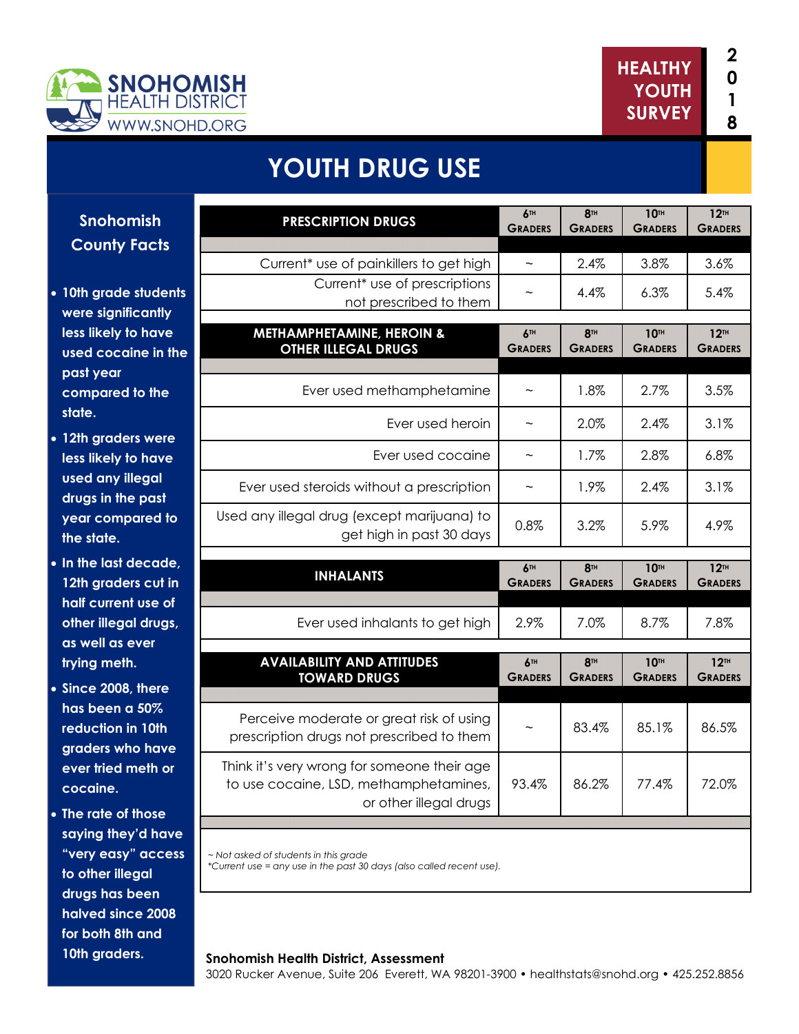SNOHOMISH HEALTH DISTRICT
WWW.SNOHD.ORG

HEALTHY YOUTH SURVEY 2018

# YOUTH DRUG USE

## Snohomish County Facts

- 10th grade students were significantly less likely to have used cocaine in the past year compared to the state.
- 12th graders were less likely to have used any illegal drugs in the past year compared to the state.
- In the last decade, 12th graders cut in half current use of other illegal drugs, as well as ever trying meth.
- Since 2008, there has been a 50% reduction in 10th graders who have ever tried meth or cocaine.
- The rate of those saying they'd have "very easy" access to other illegal drugs has been halved since 2008 for both 8th and 10th graders.

| PRESCRIPTION DRUGS | 6th Graders | 8th Graders | 10th Graders | 12th Graders |
|---|---|---|---|---|
| Current* use of painkillers to get high | ~ | 2.4% | 3.8% | 3.6% |
| Current* use of prescriptions not prescribed to them | ~ | 4.4% | 6.3% | 5.4% |

| METHAMPHETAMINE, HEROIN & OTHER ILLEGAL DRUGS | 6th Graders | 8th Graders | 10th Graders | 12th Graders |
|---|---|---|---|---|
| Ever used methamphetamine | ~ | 1.8% | 2.7% | 3.5% |
| Ever used heroin | ~ | 2.0% | 2.4% | 3.1% |
| Ever used cocaine | ~ | 1.7% | 2.8% | 6.8% |
| Ever used steroids without a prescription | ~ | 1.9% | 2.4% | 3.1% |
| Used any illegal drug (except marijuana) to get high in past 30 days | 0.8% | 3.2% | 5.9% | 4.9% |

| INHALANTS | 6th Graders | 8th Graders | 10th Graders | 12th Graders |
|---|---|---|---|---|
| Ever used inhalants to get high | 2.9% | 7.0% | 8.7% | 7.8% |

| AVAILABILITY AND ATTITUDES TOWARD DRUGS | 6th Graders | 8th Graders | 10th Graders | 12th Graders |
|---|---|---|---|---|
| Perceive moderate or great risk of using prescription drugs not prescribed to them | ~ | 83.4% | 85.1% | 86.5% |
| Think it's very wrong for someone their age to use cocaine, LSD, methamphetamines, or other illegal drugs | 93.4% | 86.2% | 77.4% | 72.0% |

*~ Not asked of students in this grade*
**Current use = any use in the past 30 days (also called recent use).*

**Snohomish Health District, Assessment**
3020 Rucker Avenue, Suite 206 Everett, WA 98201-3900 • healthstats@snohd.org • 425.252.8856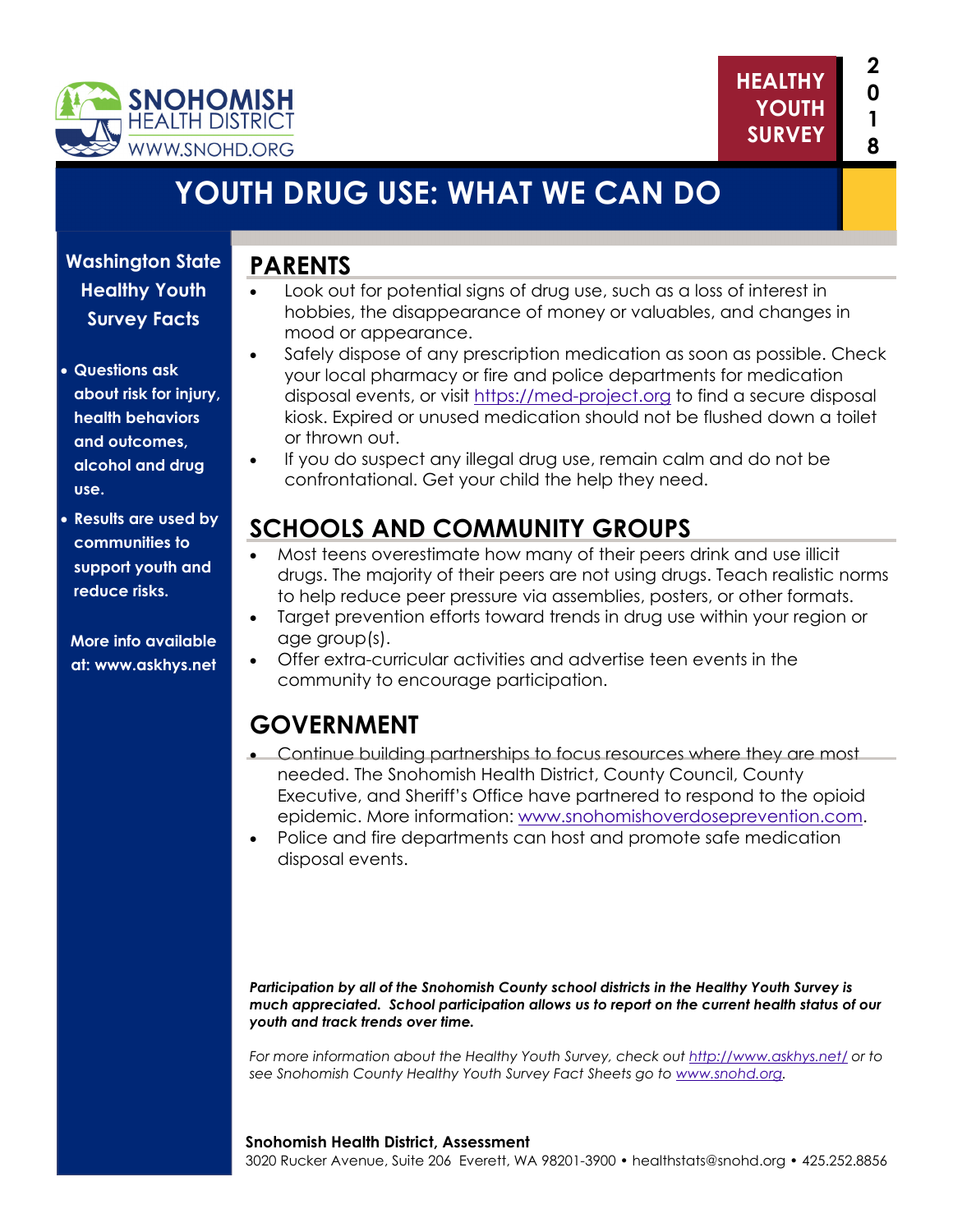SNOHOMISH HEALTH DISTRICT
WWW.SNOHD.ORG

HEALTHY YOUTH SURVEY 2018

# YOUTH DRUG USE: WHAT WE CAN DO

**Washington State Healthy Youth Survey Facts**

- **Questions ask about risk for injury, health behaviors and outcomes, alcohol and drug use.**
- **Results are used by communities to support youth and reduce risks.**

**More info available at: www.askhys.net**

## PARENTS

- Look out for potential signs of drug use, such as a loss of interest in hobbies, the disappearance of money or valuables, and changes in mood or appearance.
- Safely dispose of any prescription medication as soon as possible. Check your local pharmacy or fire and police departments for medication disposal events, or visit https://med-project.org to find a secure disposal kiosk. Expired or unused medication should not be flushed down a toilet or thrown out.
- If you do suspect any illegal drug use, remain calm and do not be confrontational. Get your child the help they need.

## SCHOOLS AND COMMUNITY GROUPS

- Most teens overestimate how many of their peers drink and use illicit drugs. The majority of their peers are not using drugs. Teach realistic norms to help reduce peer pressure via assemblies, posters, or other formats.
- Target prevention efforts toward trends in drug use within your region or age group(s).
- Offer extra-curricular activities and advertise teen events in the community to encourage participation.

## GOVERNMENT

- Continue building partnerships to focus resources where they are most needed. The Snohomish Health District, County Council, County Executive, and Sheriff's Office have partnered to respond to the opioid epidemic. More information: www.snohomishoverdoseprevention.com.
- Police and fire departments can host and promote safe medication disposal events.

***Participation by all of the Snohomish County school districts in the Healthy Youth Survey is much appreciated. School participation allows us to report on the current health status of our youth and track trends over time.***

*For more information about the Healthy Youth Survey, check out http://www.askhys.net/ or to see Snohomish County Healthy Youth Survey Fact Sheets go to www.snohd.org.*

**Snohomish Health District, Assessment**
3020 Rucker Avenue, Suite 206 Everett, WA 98201-3900 • healthstats@snohd.org • 425.252.8856